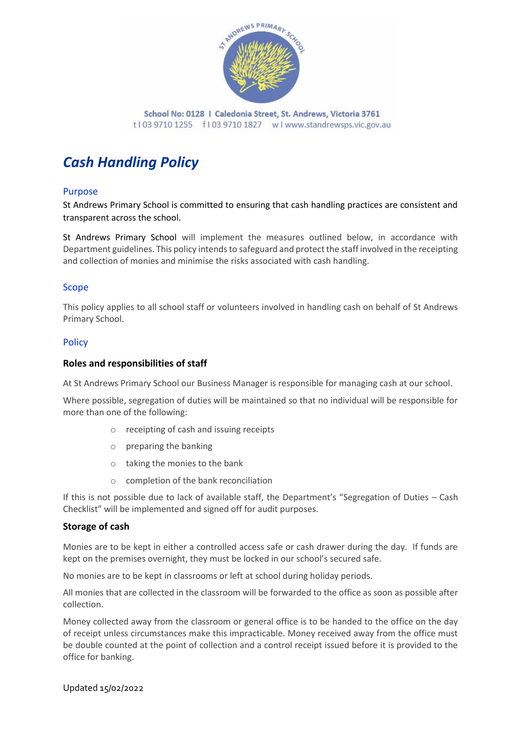School No: 0128 I Caledonia Street, St. Andrews, Victoria 3761
t I 03 9710 1255 f I 03 9710 1827 w I www.standrewsps.vic.gov.au

# *Cash Handling Policy*

## Purpose

St Andrews Primary School is committed to ensuring that cash handling practices are consistent and transparent across the school.

St Andrews Primary School will implement the measures outlined below, in accordance with Department guidelines. This policy intends to safeguard and protect the staff involved in the receipting and collection of monies and minimise the risks associated with cash handling.

## Scope

This policy applies to all school staff or volunteers involved in handling cash on behalf of St Andrews Primary School.

## Policy

### Roles and responsibilities of staff

At St Andrews Primary School our Business Manager is responsible for managing cash at our school.

Where possible, segregation of duties will be maintained so that no individual will be responsible for more than one of the following:

- receipting of cash and issuing receipts
- preparing the banking
- taking the monies to the bank
- completion of the bank reconciliation

If this is not possible due to lack of available staff, the Department's "Segregation of Duties – Cash Checklist" will be implemented and signed off for audit purposes.

### Storage of cash

Monies are to be kept in either a controlled access safe or cash drawer during the day. If funds are kept on the premises overnight, they must be locked in our school's secured safe.

No monies are to be kept in classrooms or left at school during holiday periods.

All monies that are collected in the classroom will be forwarded to the office as soon as possible after collection.

Money collected away from the classroom or general office is to be handed to the office on the day of receipt unless circumstances make this impracticable. Money received away from the office must be double counted at the point of collection and a control receipt issued before it is provided to the office for banking.

Updated 15/02/2022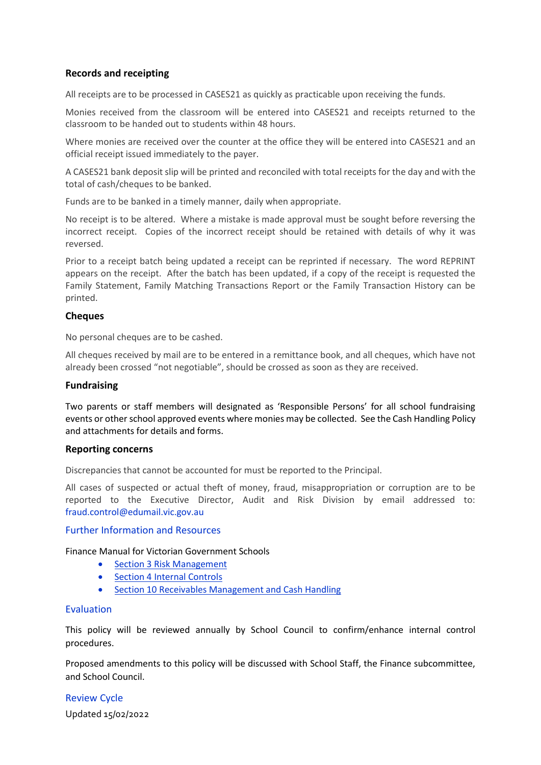### Records and receipting

All receipts are to be processed in CASES21 as quickly as practicable upon receiving the funds.

Monies received from the classroom will be entered into CASES21 and receipts returned to the classroom to be handed out to students within 48 hours.

Where monies are received over the counter at the office they will be entered into CASES21 and an official receipt issued immediately to the payer.

A CASES21 bank deposit slip will be printed and reconciled with total receipts for the day and with the total of cash/cheques to be banked.

Funds are to be banked in a timely manner, daily when appropriate.

No receipt is to be altered. Where a mistake is made approval must be sought before reversing the incorrect receipt. Copies of the incorrect receipt should be retained with details of why it was reversed.

Prior to a receipt batch being updated a receipt can be reprinted if necessary. The word REPRINT appears on the receipt. After the batch has been updated, if a copy of the receipt is requested the Family Statement, Family Matching Transactions Report or the Family Transaction History can be printed.

### Cheques

No personal cheques are to be cashed.

All cheques received by mail are to be entered in a remittance book, and all cheques, which have not already been crossed "not negotiable", should be crossed as soon as they are received.

### Fundraising

Two parents or staff members will designated as 'Responsible Persons' for all school fundraising events or other school approved events where monies may be collected. See the Cash Handling Policy and attachments for details and forms.

### Reporting concerns

Discrepancies that cannot be accounted for must be reported to the Principal.

All cases of suspected or actual theft of money, fraud, misappropriation or corruption are to be reported to the Executive Director, Audit and Risk Division by email addressed to: fraud.control@edumail.vic.gov.au

## Further Information and Resources

Finance Manual for Victorian Government Schools

- Section 3 Risk Management
- Section 4 Internal Controls
- Section 10 Receivables Management and Cash Handling

## Evaluation

This policy will be reviewed annually by School Council to confirm/enhance internal control procedures.

Proposed amendments to this policy will be discussed with School Staff, the Finance subcommittee, and School Council.

## Review Cycle

Updated 15/02/2022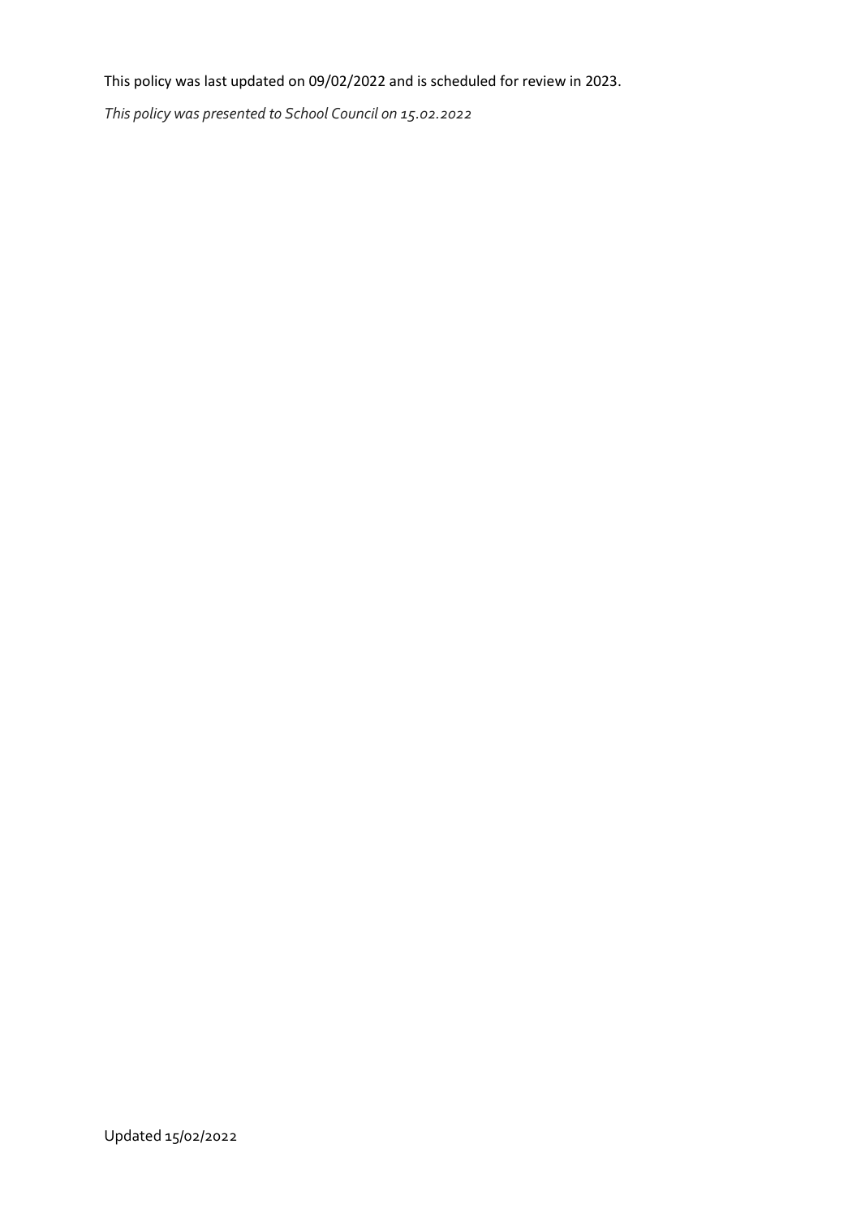This policy was last updated on 09/02/2022 and is scheduled for review in 2023.

*This policy was presented to School Council on 15.02.2022*